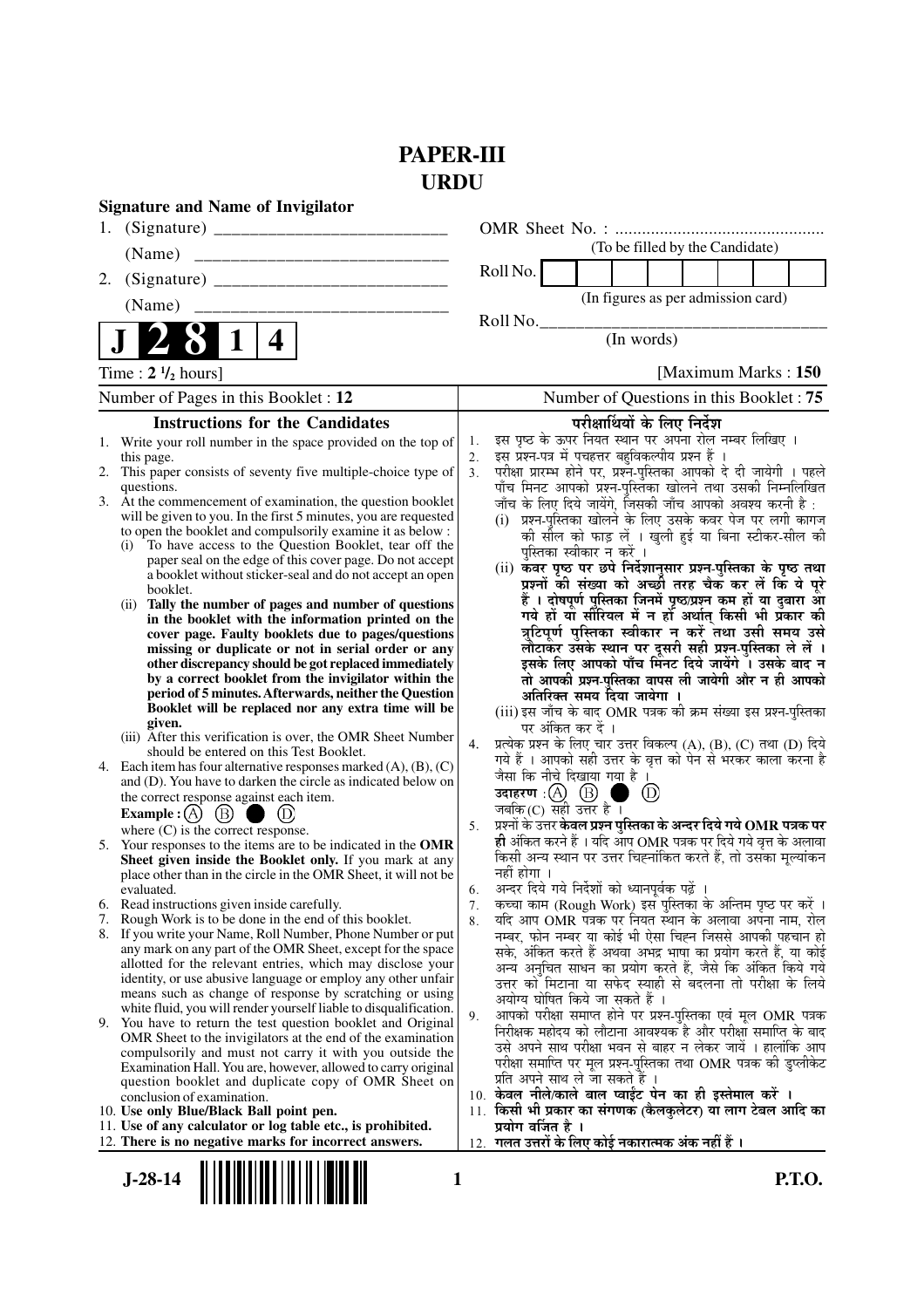# PAPER-III
## URDU

**Signature and Name of Invigilator**

1. (Signature) __________________________

   (Name) __________________________

2. (Signature) __________________________

   (Name) __________________________

OMR Sheet No. : ...............................................

(To be filled by the Candidate)

Roll No. | | | | | | | | |

(In figures as per admission card)

Roll No.________________________________

(In words)

**J 2 8 1 4**

Time : $2\ ^1/_2$ hours] [Maximum Marks : **150**

Number of Pages in this Booklet : 12

Number of Questions in this Booklet : **75**

### Instructions for the Candidates

1. Write your roll number in the space provided on the top of this page.
2. This paper consists of seventy five multiple-choice type of questions.
3. At the commencement of examination, the question booklet will be given to you. In the first 5 minutes, you are requested to open the booklet and compulsorily examine it as below :
   (i) To have access to the Question Booklet, tear off the paper seal on the edge of this cover page. Do not accept a booklet without sticker-seal and do not accept an open booklet.
   (ii) **Tally the number of pages and number of questions in the booklet with the information printed on the cover page. Faulty booklets due to pages/questions missing or duplicate or not in serial order or any other discrepancy should be got replaced immediately by a correct booklet from the invigilator within the period of 5 minutes. Afterwards, neither the Question Booklet will be replaced nor any extra time will be given.**
   (iii) After this verification is over, the OMR Sheet Number should be entered on this Test Booklet.
4. Each item has four alternative responses marked (A), (B), (C) and (D). You have to darken the circle as indicated below on the correct response against each item.
   **Example :** (A) (B) ● (D)
   where (C) is the correct response.
5. Your responses to the items are to be indicated in the **OMR Sheet given inside the Booklet only.** If you mark at any place other than in the circle in the OMR Sheet, it will not be evaluated.
6. Read instructions given inside carefully.
7. Rough Work is to be done in the end of this booklet.
8. If you write your Name, Roll Number, Phone Number or put any mark on any part of the OMR Sheet, except for the space allotted for the relevant entries, which may disclose your identity, or use abusive language or employ any other unfair means such as change of response by scratching or using white fluid, you will render yourself liable to disqualification.
9. You have to return the test question booklet and Original OMR Sheet to the invigilators at the end of the examination compulsorily and must not carry it with you outside the Examination Hall. You are, however, allowed to carry original question booklet and duplicate copy of OMR Sheet on conclusion of examination.
10. **Use only Blue/Black Ball point pen.**
11. **Use of any calculator or log table etc., is prohibited.**
12. **There is no negative marks for incorrect answers.**

### परीक्षार्थियों के लिए निर्देश

1. इस पृष्ठ के ऊपर नियत स्थान पर अपना रोल नम्बर लिखिए ।
2. इस प्रश्न-पत्र में पचहत्तर बहुविकल्पीय प्रश्न हैं ।
3. परीक्षा प्रारम्भ होने पर, प्रश्न-पुस्तिका आपको दे दी जायेगी । पहले पाँच मिनट आपको प्रश्न-पुस्तिका खोलने तथा उसकी निम्नलिखित जाँच के लिए दिये जायेंगे, जिसकी जाँच आपको अवश्य करनी है :
   (i) प्रश्न-पुस्तिका खोलने के लिए उसके कवर पेज पर लगी कागज की सील को फाड़ लें । खुली हुई या बिना स्टीकर-सील की पुस्तिका स्वीकार न करें ।
   (ii) **कवर पृष्ठ पर छपे निर्देशानुसार प्रश्न-पुस्तिका के पृष्ठ तथा प्रश्नों की संख्या को अच्छी तरह चैक कर लें कि ये पूरे हैं । दोषपूर्ण पुस्तिका जिनमें पृष्ठ/प्रश्न कम हों या दुबारा आ गये हों या सीरियल में न हों अर्थात् किसी भी प्रकार की त्रुटिपूर्ण पुस्तिका स्वीकार न करें तथा उसी समय उसे लौटाकर उसके स्थान पर दूसरी सही प्रश्न-पुस्तिका ले लें । इसके लिए आपको पाँच मिनट दिये जायेंगे । उसके बाद न तो आपकी प्रश्न-पुस्तिका वापस ली जायेगी और न ही आपको अतिरिक्त समय दिया जायेगा ।**
   (iii) इस जाँच के बाद OMR पत्रक की क्रम संख्या इस प्रश्न-पुस्तिका पर अंकित कर दें ।
4. प्रत्येक प्रश्न के लिए चार उत्तर विकल्प (A), (B), (C) तथा (D) दिये गये हैं । आपको सही उत्तर के वृत्त को पेन से भरकर काला करना है जैसा कि नीचे दिखाया गया है ।
   **उदाहरण :** (A) (B) ● (D)
   जबकि (C) सही उत्तर है ।
5. प्रश्नों के उत्तर **केवल प्रश्न पुस्तिका के अन्दर दिये गये OMR पत्रक पर ही** अंकित करने हैं । यदि आप OMR पत्रक पर दिये गये वृत्त के अलावा किसी अन्य स्थान पर उत्तर चिह्नांकित करते हैं, तो उसका मूल्यांकन नहीं होगा ।
6. अन्दर दिये गये निर्देशों को ध्यानपूर्वक पढ़ें ।
7. कच्चा काम (Rough Work) इस पुस्तिका के अन्तिम पृष्ठ पर करें ।
8. यदि आप OMR पत्रक पर नियत स्थान के अलावा अपना नाम, रोल नम्बर, फोन नम्बर या कोई भी ऐसा चिह्न जिससे आपकी पहचान हो सके, अंकित करते हैं अथवा अभद्र भाषा का प्रयोग करते हैं, या कोई अन्य अनुचित साधन का प्रयोग करते हैं, जैसे कि अंकित किये गये उत्तर को मिटाना या सफेद स्याही से बदलना तो परीक्षा के लिये अयोग्य घोषित किये जा सकते हैं ।
9. आपको परीक्षा समाप्त होने पर प्रश्न-पुस्तिका एवं मूल OMR पत्रक निरीक्षक महोदय को लौटाना आवश्यक है और परीक्षा समाप्ति के बाद उसे अपने साथ परीक्षा भवन से बाहर न लेकर जायें । हालांकि आप परीक्षा समाप्ति पर मूल प्रश्न-पुस्तिका तथा OMR पत्रक की डुप्लीकेट प्रति अपने साथ ले जा सकते हैं ।
10. **केवल नीले/काले बाल प्वाईंट पेन का ही इस्तेमाल करें ।**
11. **किसी भी प्रकार का संगणक (कैलकुलेटर) या लाग टेबल आदि का प्रयोग वर्जित है ।**
12. **गलत उत्तरों के लिए कोई नकारात्मक अंक नहीं हैं ।**

J-28-14 **P.T.O.**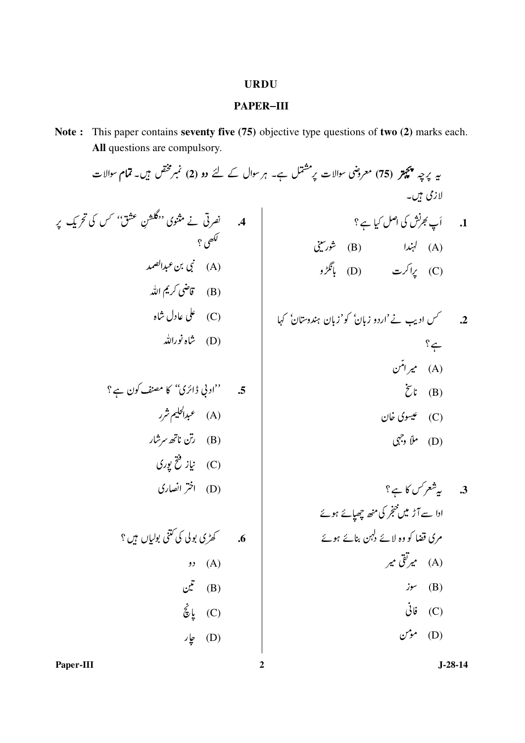# URDU

## PAPER–III

**Note :** This paper contains **seventy five (75)** objective type questions of **two (2)** marks each. **All** questions are compulsory.

یہ پرچہ **پچھتر (75)** معروضی سوالات پر مشتمل ہے۔ ہر سوال کے لئے **دو (2)** نمبر مختص ہیں۔ **تمام** سوالات لازمی ہیں۔

**1.** اَپ بھرنش کی اصل کیا ہے ؟

(A) لہندا
(B) شورسینی
(C) پراکرت
(D) بانگڑو

**2.** کس ادیب نے 'اردو زبان' کو 'زبان ہندوستان' کہا ہے ؟

(A) میر امّن
(B) ناسخ
(C) عیسوی خان
(D) ملاّ وجہی

**3.** یہ شعر کس کا ہے ؟

ادا سے آڑ میں خنجر کی منھ چھپائے ہوئے
مری قضا کو وہ لائے دلہن بنائے ہوئے

(A) میر تقی میر
(B) سوز
(C) فانی
(D) مومن

**4.** نصرتی نے مثنوی ''گلشنِ عشق'' کس کی تحریک پر لکھی ؟

(A) نبی بن عبدالصمد
(B) قاضی کریم اللہ
(C) علی عادل شاہ
(D) شاہ نوراللہ

**5.** ''ادبی ڈائری'' کا مصنف کون ہے ؟

(A) عبدالحلیم شرر
(B) رتن ناتھ سرشار
(C) نیاز فتح پوری
(D) اختر انصاری

**6.** کھڑی بولی کی کتنی بولیاں ہیں ؟

(A) دو
(B) تین
(C) پانچ
(D) چار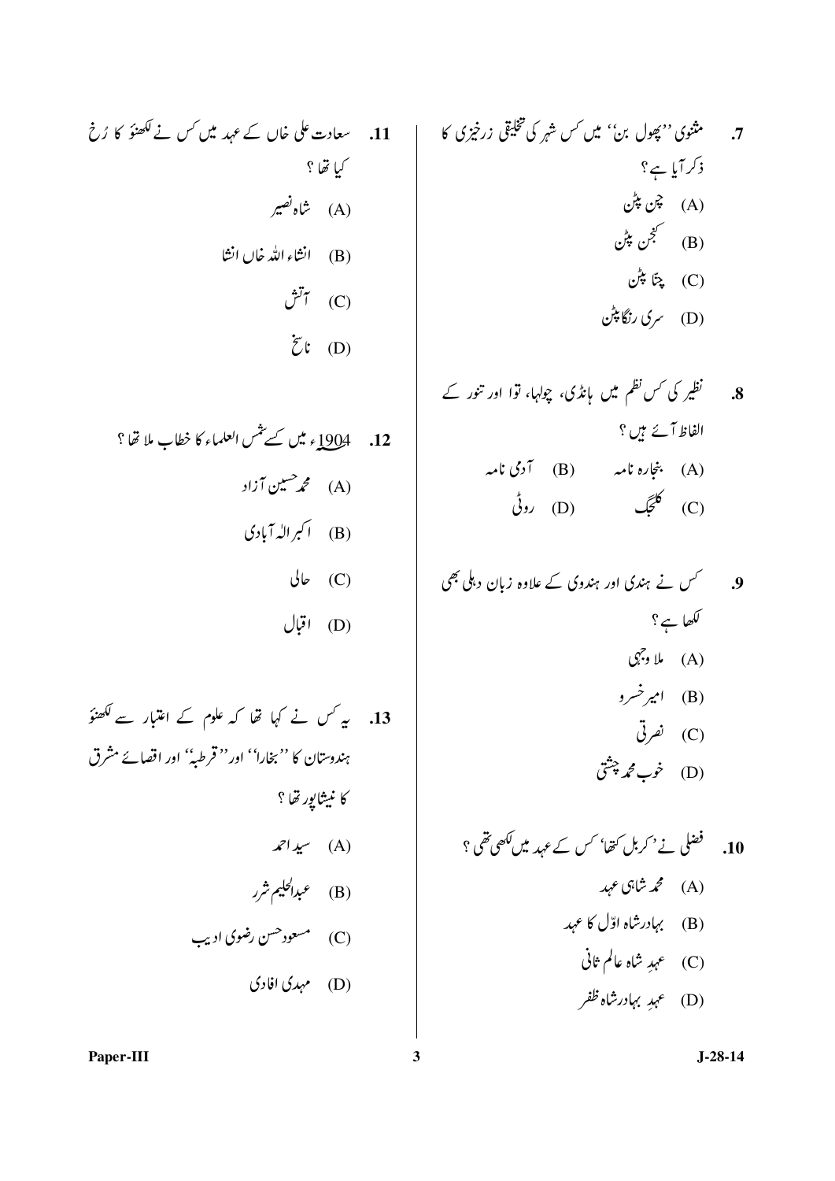7. مثنوی ''پھول بن'' میں کس شہر کی تخلیقی زرخیزی کا ذکر آیا ہے ؟
   - (A) چین پٹن
   - (B) کنجن پٹن
   - (C) چنّا پٹن
   - (D) سری رنگا پٹن

8. نظیر کی کس نظم میں ہانڈی، چولہا، توا اور تنور کے الفاظ آئے ہیں ؟
   - (A) بنجارہ نامہ
   - (B) آدمی نامہ
   - (C) کلجگ
   - (D) روٹی

9. کس نے ہندی اور ہندوی کے علاوہ زبان دہلی بھی لکھا ہے ؟
   - (A) ملا وجہی
   - (B) امیرخسرو
   - (C) نصرتی
   - (D) خوب محمد چشتی

10. فضلی نے 'کربل کتھا' کس کے عہد میں لکھی تھی ؟
    - (A) محمد شاہی عہد
    - (B) بہادرشاہ اوّل کا عہد
    - (C) عہدِ شاہ عالم ثانی
    - (D) عہدِ بہادرشاہ ظفر

11. سعادت علی خاں کے عہد میں کس نے لکھنؤ کا رُخ کیا تھا ؟
    - (A) شاہ نصیر
    - (B) انشاء اللہ خاں انشا
    - (C) آتش
    - (D) ناسخ

12. 1904ء میں کسے شمس العلماء کا خطاب ملا تھا ؟
    - (A) محمد حسین آزاد
    - (B) اکبر الٰہ آبادی
    - (C) حالی
    - (D) اقبال

13. یہ کس نے کہا تھا کہ علوم کے اعتبار سے لکھنؤ ہندوستان کا ''بخارا'' اور ''قرطبہ'' اور اقصائے مشرق کا نیشاپور تھا ؟
    - (A) سید احمد
    - (B) عبدالحلیم شرر
    - (C) مسعود حسن رضوی ادیب
    - (D) مہدی افادی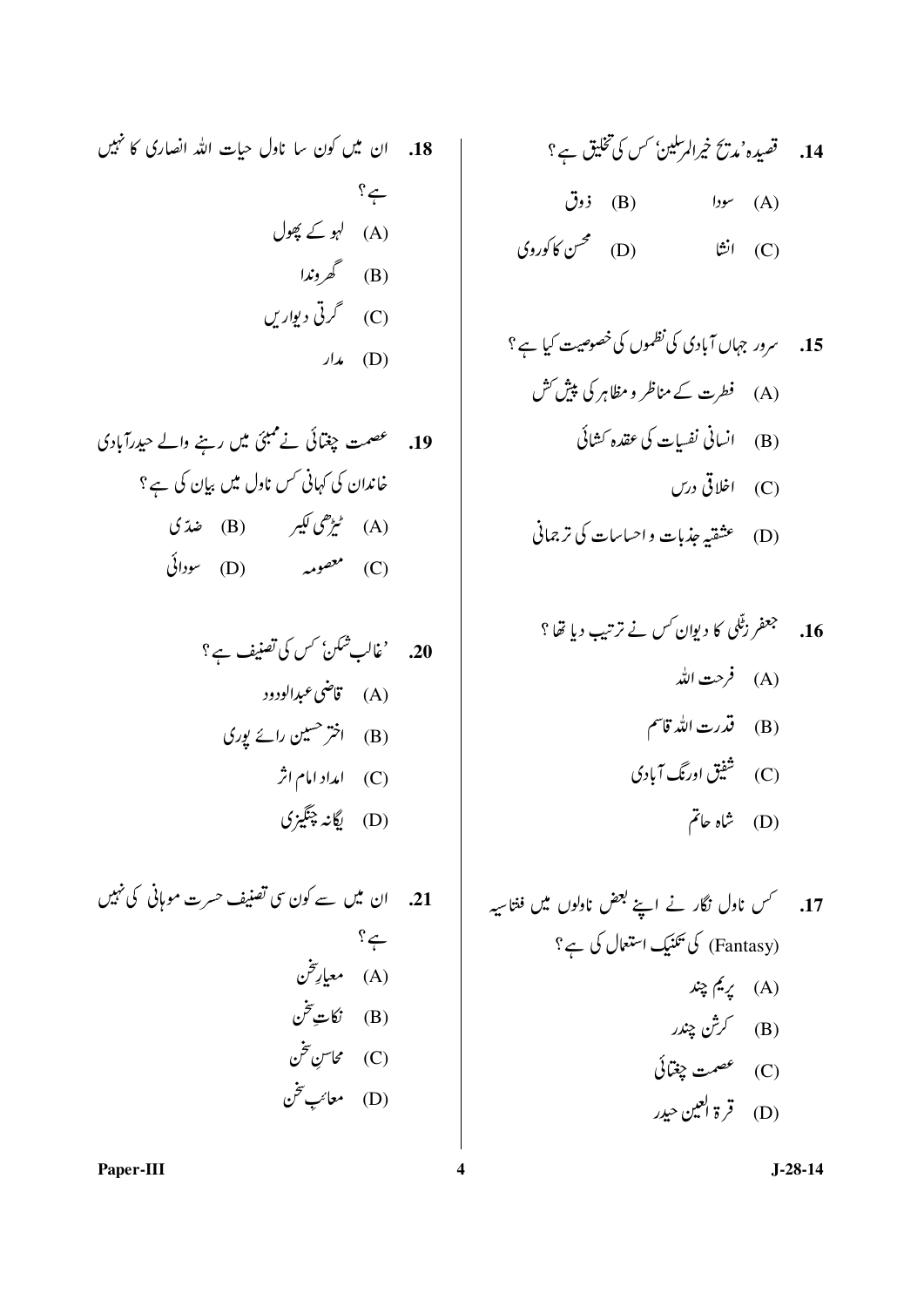**.14** قصیدہ 'مدیح خیرالمرسلین' کس کی تخلیق ہے ؟

(A) سودا
(B) ذوق
(C) انشا
(D) محسن کاکوروی

**.15** سرور جہاں آبادی کی نظموں کی خصوصیت کیا ہے ؟

(A) فطرت کے مناظر و مظاہر کی پیش کش
(B) انسانی نفسیات کی عقدہ کشائی
(C) اخلاقی درس
(D) عشقیہ جذبات و احساسات کی ترجمانی

**.16** جعفر زٹلی کا دیوان کس نے ترتیب دیا تھا ؟

(A) فرحت اللہ
(B) قدرت اللہ قاسم
(C) شفیق اورنگ آبادی
(D) شاہ حاتم

**.17** کس ناول نگار نے اپنے بعض ناولوں میں فنتاسیہ (Fantasy) کی تکنیک استعمال کی ہے ؟

(A) پریم چند
(B) کرشن چندر
(C) عصمت چغتائی
(D) قرۃ العین حیدر

**.18** ان میں کون سا ناول حیات اللہ انصاری کا نہیں ہے ؟

(A) لہو کے پھول
(B) گھروندا
(C) گرتی دیواریں
(D) مدار

**.19** عصمت چغتائی نے ممبئی میں رہنے والے حیدرآبادی خاندان کی کہانی کس ناول میں بیان کی ہے ؟

(A) ٹیڑھی لکیر
(B) ضدّی
(C) معصومہ
(D) سودائی

**.20** 'غالب شکن' کس کی تصنیف ہے ؟

(A) قاضی عبدالودود
(B) اختر حسین رائے پوری
(C) امداد امام اثر
(D) یگانہ چنگیزی

**.21** ان میں سے کون سی تصنیف حسرت موہانی کی نہیں ہے ؟

(A) معیارِ سخن
(B) نکاتِ سخن
(C) محاسنِ سخن
(D) معائبِ سخن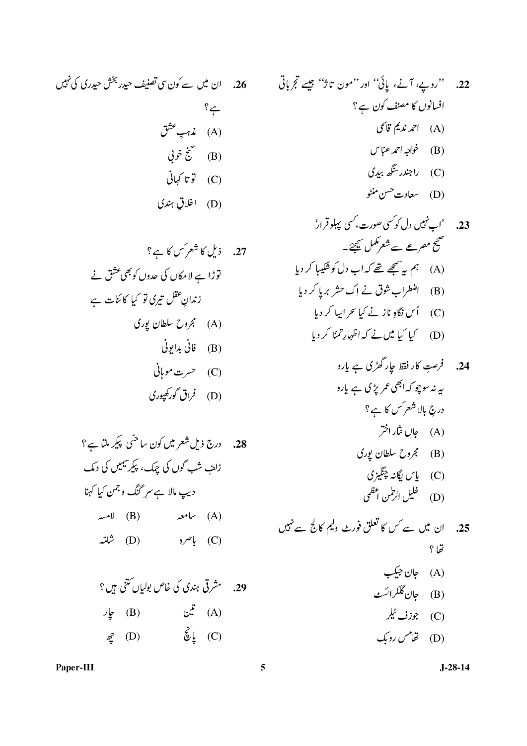22. ''روپے، آنے، پائی'' اور ''مون تاژ'' جیسے تجرباتی افسانوں کا مصنف کون ہے؟

(A) احمد ندیم قاسمی
(B) خواجہ احمد عبّاس
(C) راجندر سنگھ بیدی
(D) سعادت حسن منٹو

23. 'اب نہیں دل کو کسی صورت، کسی پہلو قرار'
صحیح مصرعے سے شعر مکمل کیجئے۔

(A) ہم یہ سمجھے تھے کہ اب دل کو شکیبا کر دیا
(B) اضطرابِ شوق نے اِک حشر برپا کر دیا
(C) اُس نگاہِ ناز نے کیا سحر ایسا کر دیا
(D) کیا کیا میں نے کہ اظہارِ تمنّا کر دیا

24. فرصتِ کار فقط چار گھڑی ہے یارو
یہ نہ سوچو کہ ابھی عمر پڑی ہے یارو
درجِ بالا شعر کس کا ہے؟

(A) جاں نثار اختر
(B) مجروح سلطان پوری
(C) یاس یگانہ چنگیزی
(D) خلیل الرحمٰن اعظمی

25. ان میں سے کس کا تعلق فورٹ ولیم کالج سے نہیں تھا؟

(A) جان جیکب
(B) جان گلکرائسٹ
(C) جوزف ٹیلر
(D) تھامس روبک

26. ان میں سے کون سی تصنیف حیدر بخش حیدری کی نہیں ہے؟

(A) مذہبِ عشق
(B) گنجِ خوبی
(C) توتا کہانی
(D) اخلاقِ ہندی

27. ذیل کا شعر کس کا ہے؟
توڑا ہے لامکاں کی حدوں کو بھی عشق نے
زندانِ عقل تیری تو کیا کائنات ہے

(A) مجروح سلطان پوری
(B) فانی بدایونی
(C) حسرت موہانی
(D) فراق گورکھپوری

28. درج ذیل شعر میں کون سا حسّی پیکر ملتا ہے؟
زلفِ شب گوں کی چمک، پیکرِ سیمیں کی دمک
دیپ مالا ہے سرِ گنگ و جمن کیا کہنا

(A) سامعہ
(B) لامسہ
(C) باصرہ
(D) شامّہ

29. مشرقی ہندی کی خاص بولیاں کتنی ہیں؟

(A) تین
(B) چار
(C) پانچ
(D) چھ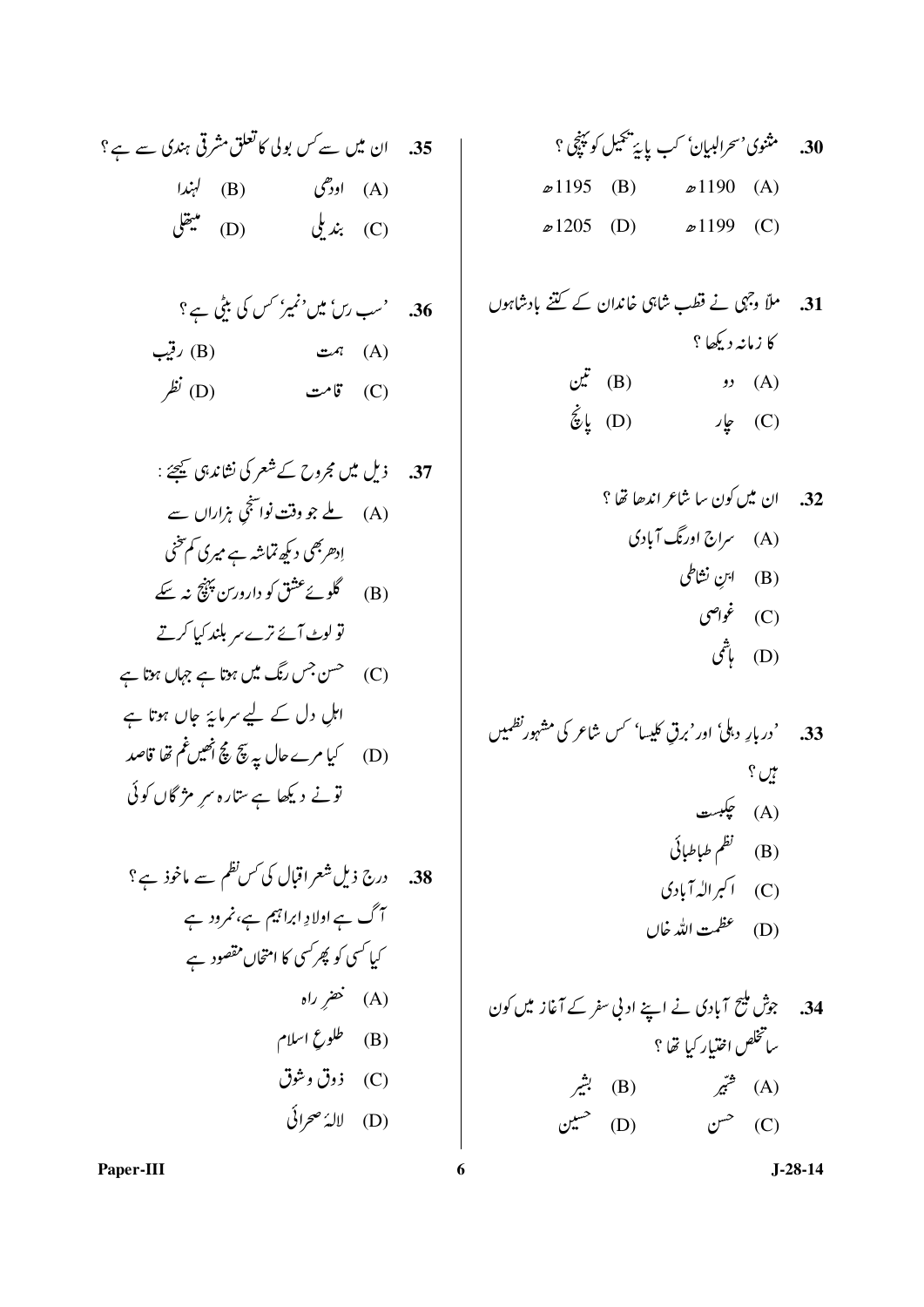30. مثنوی 'سحرالبیان' کب پایۂ تکمیل کو پہنچی ؟

(A) 1190ھ (B) 1195ھ

(C) 1199ھ (D) 1205ھ

31. ملّا وجہی نے قطب شاہی خاندان کے کتنے بادشاہوں کا زمانہ دیکھا ؟

(A) دو (B) تین

(C) چار (D) پانچ

32. ان میں کون سا شاعر اندھا تھا ؟

(A) سراج اورنگ آبادی

(B) ابنِ نشاطی

(C) غواصی

(D) ہاشمی

33. 'دربارِ دہلی' اور 'برقِ کلیسا' کس شاعر کی مشہور نظمیں ہیں ؟

(A) چکبست

(B) نظم طباطبائی

(C) اکبر الٰہ آبادی

(D) عظمت اللہ خاں

34. جوش ملیح آبادی نے اپنے ادبی سفر کے آغاز میں کون سا تخلص اختیار کیا تھا ؟

(A) شبّیر (B) بشیر

(C) حسن (D) حسین

35. ان میں سے کس بولی کا تعلق مشرقی ہندی سے ہے ؟

(A) اودھی (B) لہندا

(C) بندیلی (D) میتھلی

36. 'سب رس' میں 'نمیر' کس کی بیٹی ہے ؟

(A) ہمت (B) رقیب

(C) قامت (D) نظر

37. ذیل میں مجروح کے شعر کی نشاندہی کیجیے :

(A) ملے جو وقت نوا سنجیِ ہزاراں سے
اِدھر بھی دیکھ تماشہ ہے میری کم سخنی

(B) گلوئے عشق کو دارورسن پہنچ نہ سکے
تو لوٹ آئے ترے سر بلند کیا کرتے

(C) حسن جس رنگ میں ہوتا ہے جہاں ہوتا ہے
اہلِ دل کے لیے سرمایۂ جاں ہوتا ہے

(D) کیا مرے حال پہ سچ مچ انھیں غم تھا قاصد
تو نے دیکھا ہے ستارہ سرِ مژگاں کوئی

38. درج ذیل شعر اقبال کی کس نظم سے ماخوذ ہے ؟

آگ ہے اولادِ ابراہیم ہے، نمرود ہے
کیا کسی کو پھر کسی کا امتحاں مقصود ہے

(A) خضرِ راہ

(B) طلوعِ اسلام

(C) ذوق و شوق

(D) لالۂ صحرائی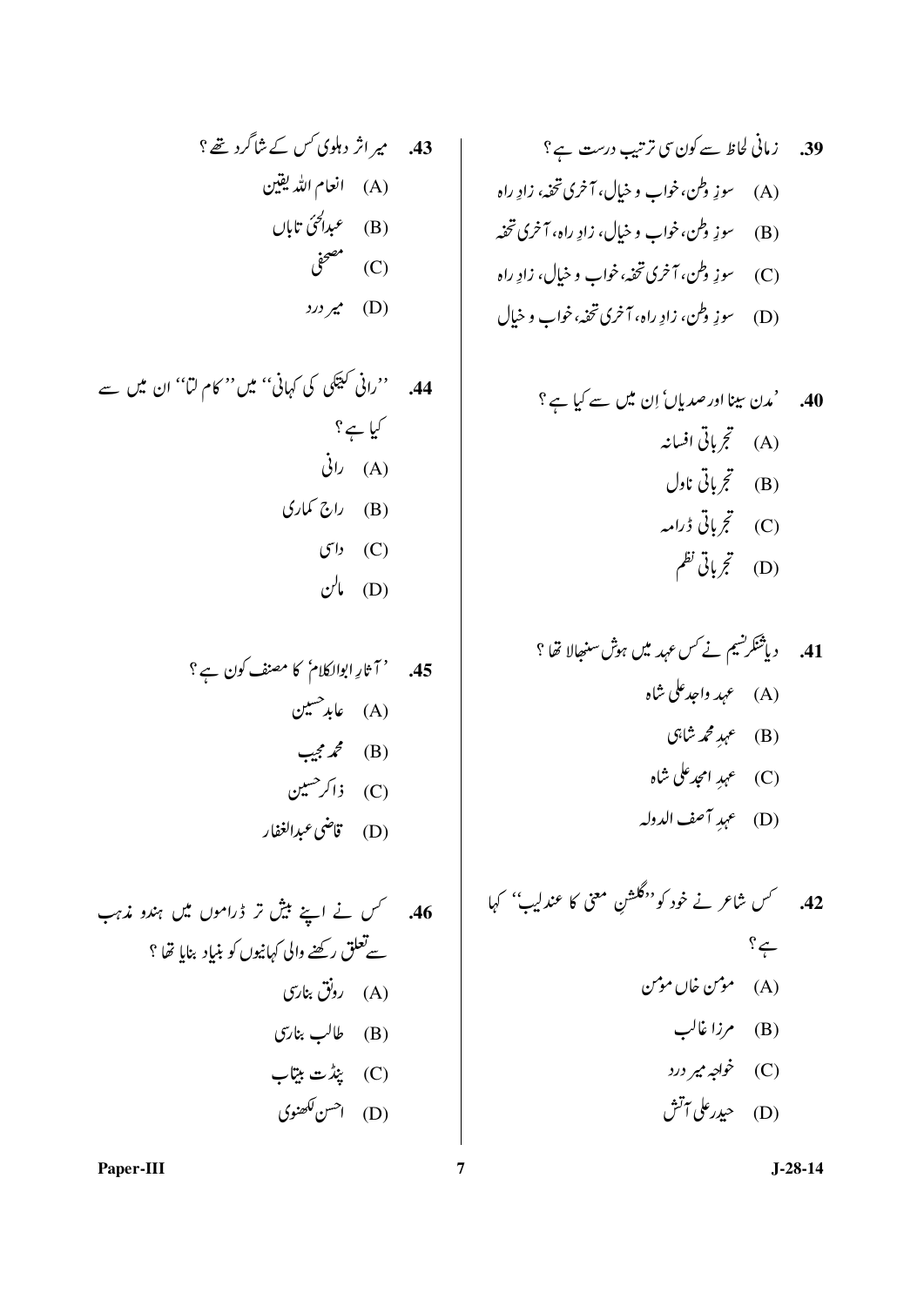39. زمانی لحاظ سے کون سی ترتیب درست ہے ؟

(A) سوزِ وطن، خواب و خیال، آخری تحفہ، زادِ راہ

(B) سوزِ وطن، خواب و خیال، زادِ راہ، آخری تحفہ

(C) سوزِ وطن، آخری تحفہ، خواب و خیال، زادِ راہ

(D) سوزِ وطن، زادِ راہ، آخری تحفہ، خواب و خیال

40. 'مدن سینا اور صدیاں' اِن میں سے کیا ہے ؟

(A) تجرباتی افسانہ

(B) تجرباتی ناول

(C) تجرباتی ڈرامہ

(D) تجرباتی نظم

41. دیاشنکر نسیم نے کس عہد میں ہوش سنبھالا تھا ؟

(A) عہد واجد علی شاہ

(B) عہدِ محمد شاہی

(C) عہدِ امجد علی شاہ

(D) عہدِ آصف الدولہ

42. کس شاعر نے خود کو ''گلشنِ معنی کا عندلیب'' کہا ہے ؟

(A) مومن خاں مومن

(B) مرزا غالب

(C) خواجہ میر درد

(D) حیدر علی آتش

43. میر اثر دہلوی کس کے شاگرد تھے ؟

(A) انعام اللہ یقین

(B) عبدالحیٰ تاباں

(C) مصحفی

(D) میر درد

44. ''رانی کیتکی کی کہانی'' میں ''کام لتا'' ان میں سے کیا ہے ؟

(A) رانی

(B) راج کماری

(C) داسی

(D) مالن

45. 'آثارِ ابوالکلام' کا مصنف کون ہے ؟

(A) عابد حسین

(B) محمد مجیب

(C) ذاکر حسین

(D) قاضی عبدالغفار

46. کس نے اپنے بیش تر ڈراموں میں ہندو مذہب سے تعلق رکھنے والی کہانیوں کو بنیاد بنایا تھا ؟

(A) رونق بنارسی

(B) طالب بنارسی

(C) پنڈت بیتاب

(D) احسن لکھنوی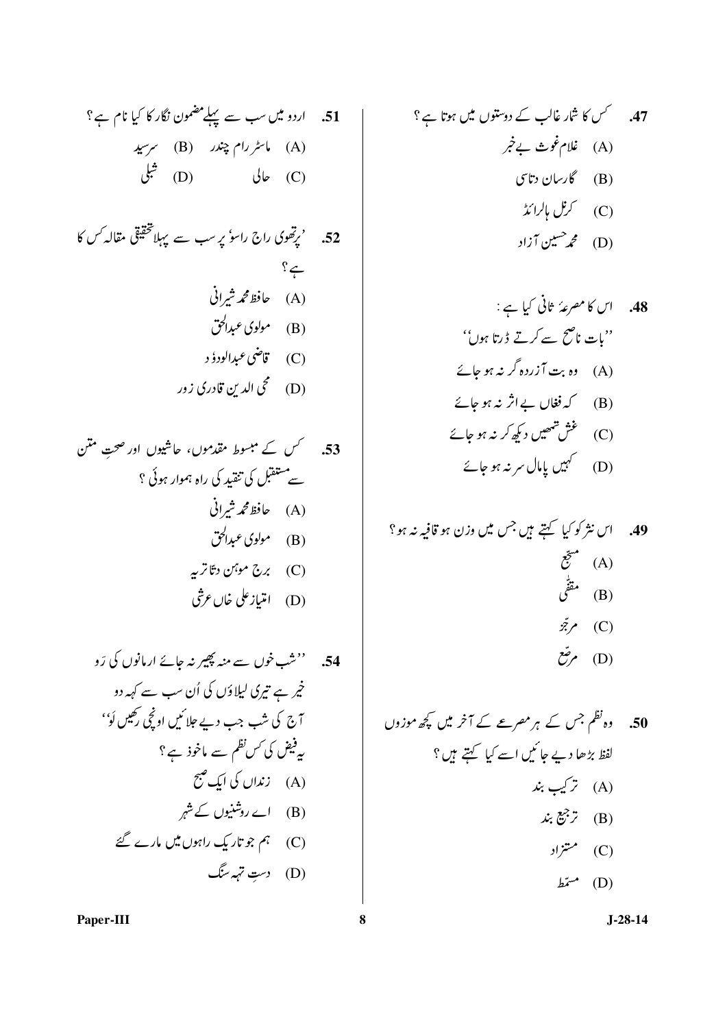47. کس کا شمار غالب کے دوستوں میں ہوتا ہے؟

(A) غلام غوث بے خبر

(B) گارساں دتاسی

(C) کرنل بالرائڈ

(D) محمد حسین آزاد

48. اس کا مصرعۂ ثانی کیا ہے :

''بات ناصح سے کرتے ڈرتا ہوں''

(A) وہ بت آزردہ گر نہ ہو جائے

(B) کہ فغاں بے اثر نہ ہو جائے

(C) غش تمھیں دیکھ کر نہ ہو جائے

(D) کہیں پامال سر نہ ہو جائے

49. اس نثر کو کیا کہتے ہیں جس میں وزن ہو قافیہ نہ ہو؟

(A) مسجّع

(B) مقفّٰی

(C) مرجّز

(D) مرصّع

50. وہ نظم جس کے ہر مصرعے کے آخر میں کچھ موزوں لفظ بڑھا دیے جائیں اسے کیا کہتے ہیں؟

(A) ترکیب بند

(B) ترجیع بند

(C) مستزاد

(D) مسمّط

51. اردو میں سب سے پہلے مضمون نگار کا کیا نام ہے؟

(A) ماسٹر رام چندر

(B) سرسید

(C) حالی

(D) شبلی

52. 'پرتھوی راج راسو' پر سب سے پہلا تحقیقی مقالہ کس کا ہے؟

(A) حافظ محمد شیرانی

(B) مولوی عبدالحق

(C) قاضی عبدالودود

(D) محی الدین قادری زور

53. کس کے مبسوط مقدموں، حاشیوں اور صحتِ متن سے مستقبل کی تنقید کی راہ ہموار ہوئی؟

(A) حافظ محمد شیرانی

(B) مولوی عبدالحق

(C) برج موہن دتاتریہ

(D) امتیاز علی خاں عرشی

54. ''شب خوں سے منہ پھیر نہ جائے ارمانوں کی رَو

خیر ہے تیری لیلاؤں کی اُن سب سے کہہ دو

آج کی شب جب دیے جلائیں اونچی رکھیں لَو''

یہ فیض کی کس نظم سے ماخوذ ہے؟

(A) زنداں کی ایک صبح

(B) اے روشنیوں کے شہر

(C) ہم جو تاریک راہوں میں مارے گئے

(D) دستِ تہہ سنگ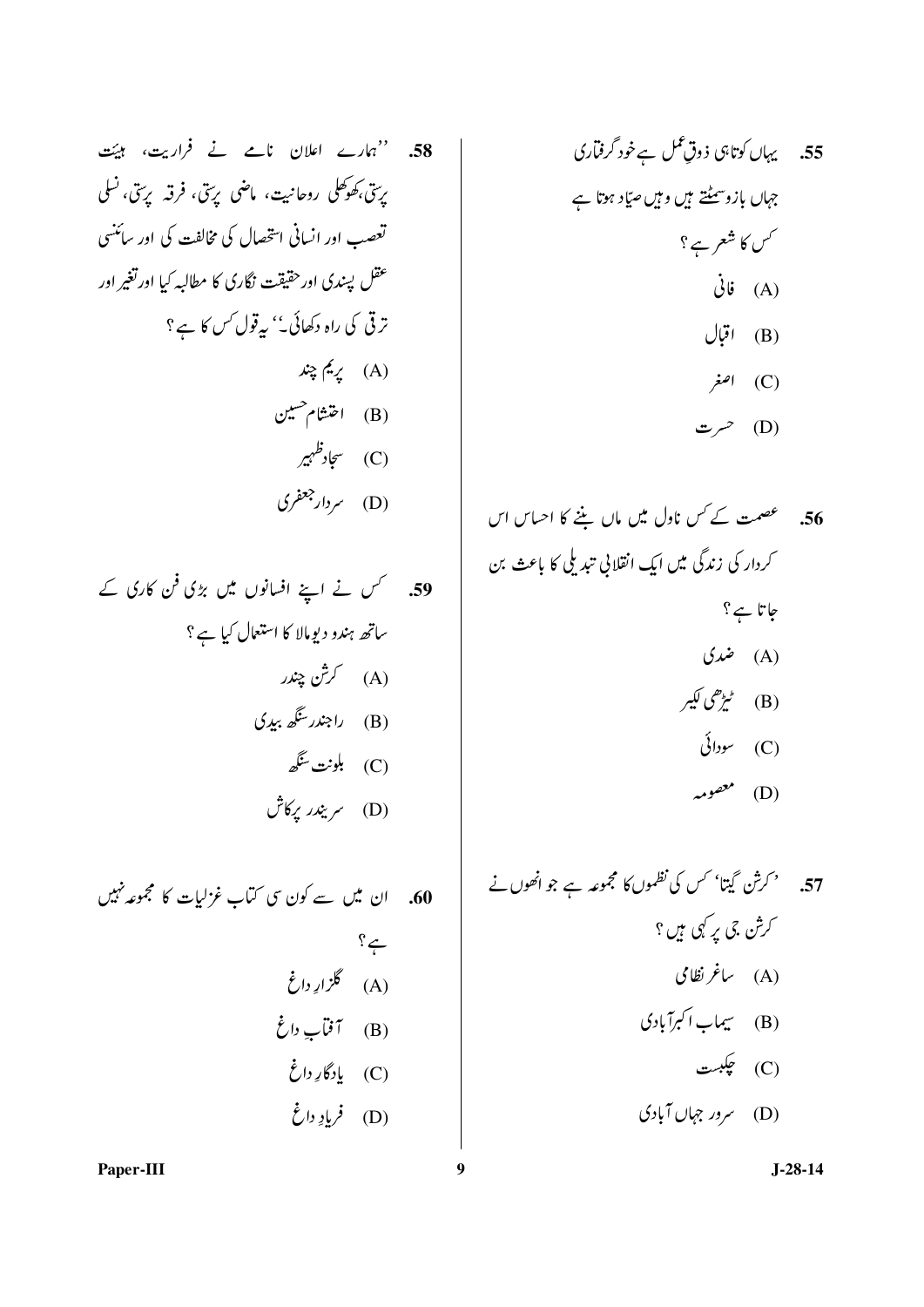**55.** یہاں کوتاہیِ ذوقِ عمل ہے خود گرفتاری
جہاں بازو سمٹتے ہیں وہیں صیّاد ہوتا ہے
کس کا شعر ہے ؟

(A) فانی
(B) اقبال
(C) اصغر
(D) حسرت

**56.** عصمت کے کس ناول میں ماں بننے کا احساس اس کردار کی زندگی میں ایک انقلابی تبدیلی کا باعث بن جاتا ہے ؟

(A) ضدی
(B) ٹیڑھی لکیر
(C) سودائی
(D) معصومہ

**57.** 'کرشن گیتا' کس کی نظموں کا مجموعہ ہے جو انھوں نے کرشن جی پر کہی ہیں ؟

(A) ساغر نظامی
(B) سیماب اکبرآبادی
(C) چکبست
(D) سرور جہاں آبادی

**58.** ''ہمارے اعلان نامے نے فراریت، ہیئت پرستی، کھوکھلی روحانیت، ماضی پرستی، فرقہ پرستی، نسلی تعصب اور انسانی استحصال کی مخالفت کی اور سائنسی عقل پسندی اور حقیقت نگاری کا مطالبہ کیا اور تغیر اور ترقی کی راہ دکھائی۔'' یہ قول کس کا ہے ؟

(A) پریم چند
(B) احتشام حسین
(C) سجاد ظہیر
(D) سردار جعفری

**59.** کس نے اپنے افسانوں میں بڑی فن کاری کے ساتھ ہندو دیومالا کا استعمال کیا ہے ؟

(A) کرشن چندر
(B) راجندر سنگھ بیدی
(C) بلونت سنگھ
(D) سریندر پرکاش

**60.** ان میں سے کون سی کتاب غزلیات کا مجموعہ نہیں ہے ؟

(A) گلزارِ داغ
(B) آفتابِ داغ
(C) یادگارِ داغ
(D) فریادِ داغ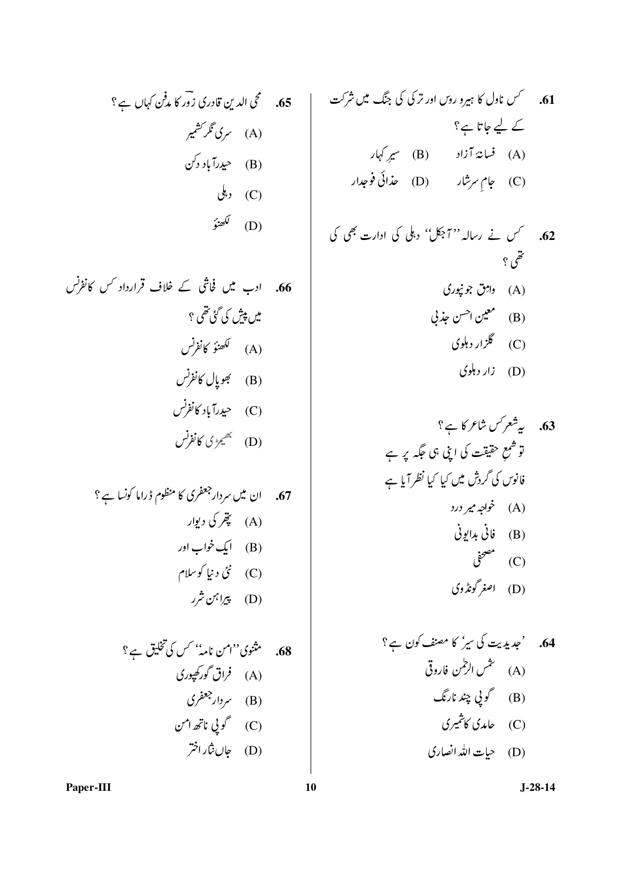**61.** کس ناول کا ہیرو روس اور ترکی کی جنگ میں شرکت کے لیے جاتا ہے؟

(A) فسانۂ آزاد　(B) سیرِ کہسار

(C) جامِ سرشار　(D) خدائی فوجدار

**62.** کس نے رسالہ ''آجکل'' دہلی کی ادارت بھی کی تھی؟

(A) وامق جونپوری

(B) معین احسن جذبی

(C) گلزار دہلوی

(D) زار دہلوی

**63.** یہ شعر کس شاعر کا ہے؟

تو شمعِ حقیقت کی اپنی ہی جگہ پر ہے
فانوس کی گردش میں کیا کیا نظر آیا ہے

(A) خواجہ میر درد

(B) فانی بدایونی

(C) مصحفی

(D) اصغر گونڈوی

**64.** 'جدیدیت کی سیر' کا مصنف کون ہے؟

(A) شمس الرحمٰن فاروقی

(B) گوپی چند نارنگ

(C) حامدی کاشمیری

(D) حیات اللہ انصاری

**65.** محی الدین قادری زور کا مدفن کہاں ہے؟

(A) سری نگر کشمیر

(B) حیدرآباد دکن

(C) دہلی

(D) لکھنؤ

**66.** ادب میں فحاشی کے خلاف قرارداد کس کانفرنس میں پیش کی گئی تھی؟

(A) لکھنؤ کانفرنس

(B) بھوپال کانفرنس

(C) حیدرآباد کانفرنس

(D) بھیمڑی کانفرنس

**67.** ان میں سردار جعفری کا منظوم ڈراما کونسا ہے؟

(A) پتھر کی دیوار

(B) ایک خواب اور

(C) نئی دنیا کو سلام

(D) پیراہن شرر

**68.** مثنوی ''امن نامہ'' کس کی تخلیق ہے؟

(A) فراق گورکھپوری

(B) سردار جعفری

(C) گوپی ناتھ امن

(D) جاں نثار اختر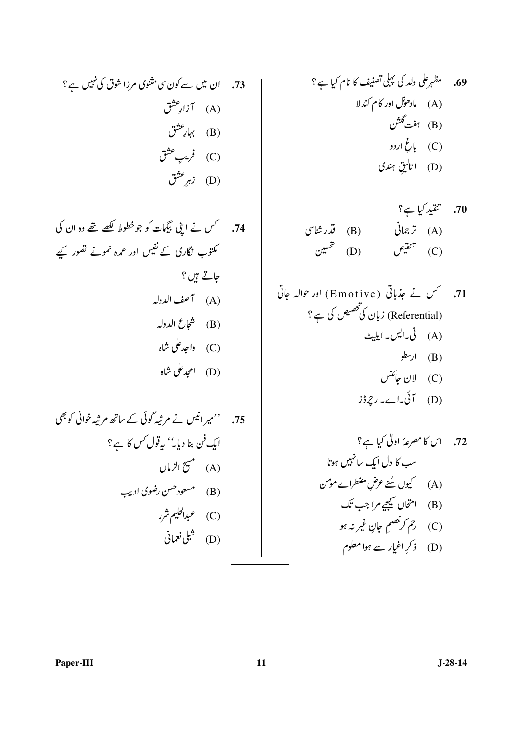69. مظہر علی ولد کی پہلی تصنیف کا نام کیا ہے؟

(A) مادھونل اور کام کندلا

(B) ہفت گلشن

(C) باغِ اردو

(D) اتالیقِ ہندی

70. تنقید کیا ہے؟

(A) ترجمانی (B) قدر شناسی

(C) تنقیص (D) تحسین

71. کس نے جذباتی (Emotive) اور حوالہ جاتی (Referential) زبان کی تخصیص کی ہے؟

(A) ٹی۔ایس۔ ایلیٹ

(B) ارسطو

(C) لان جائنس

(D) آئی۔اے۔ رچرڈز

72. اس کا مصرعۂ اولیٰ کیا ہے؟

سب کا دل ایک سا نہیں ہوتا

(A) کیوں سُنے عرضِ مضطراے مومن

(B) امتحاں کیجیے مرا جب تک

(C) رحم کر خصمِ جانِ غیر نہ ہو

(D) ذکرِ اغیار سے ہوا معلوم

73. ان میں سے کون سی مثنوی مرزا شوق کی نہیں ہے؟

(A) آزارِ عشق

(B) بہارِ عشق

(C) فریبِ عشق

(D) زہرِ عشق

74. کس نے اپنی بیگمات کو جو خطوط لکھے تھے وہ ان کی مکتوب نگاری کے نفیس اور عمدہ نمونے تصور کیے جاتے ہیں؟

(A) آصف الدولہ

(B) شجاع الدولہ

(C) واجد علی شاہ

(D) امجد علی شاہ

75. ''میر انیس نے مرثیہ گوئی کے ساتھ مرثیہ خوانی کو بھی ایک فن بنا دیا'' یہ قول کس کا ہے؟

(A) مسیح الزماں

(B) مسعود حسن رضوی ادیب

(C) عبدالحلیم شرر

(D) شبلی نعمانی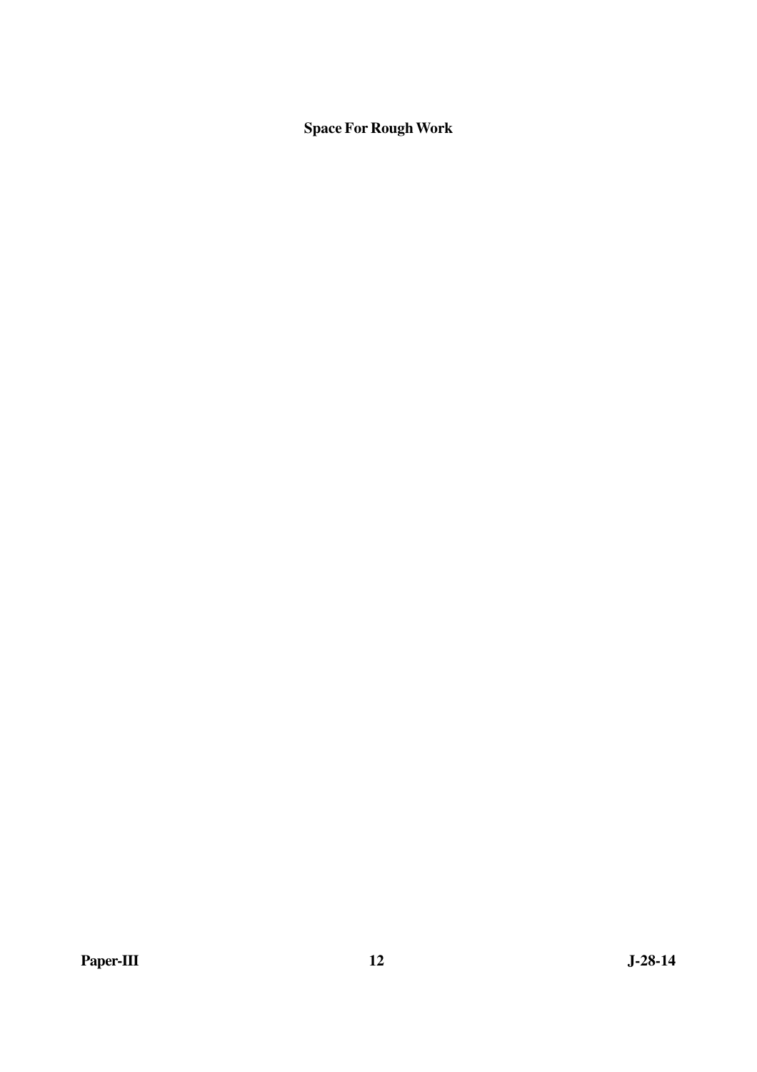**Space For Rough Work**